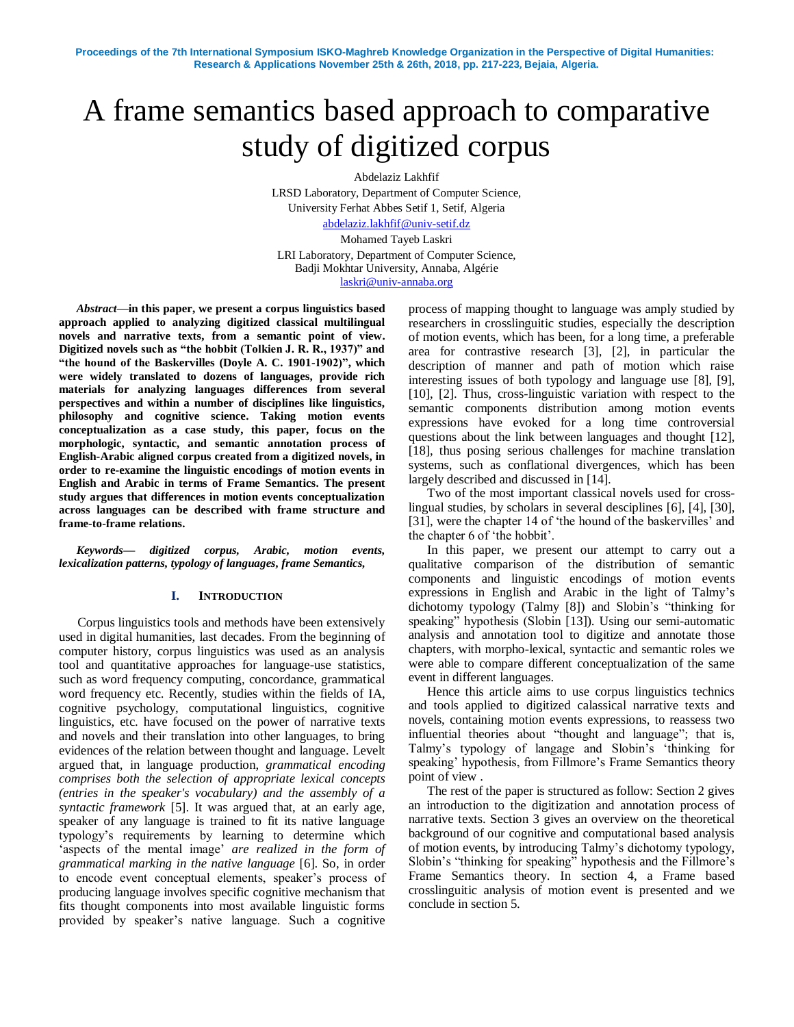# A frame semantics based approach to comparative study of digitized corpus

Abdelaziz Lakhfif
LRSD Laboratory, Department of Computer Science,
University Ferhat Abbes Setif 1, Setif, Algeria
abdelaziz.lakhfif@univ-setif.dz

Mohamed Tayeb Laskri
LRI Laboratory, Department of Computer Science,
Badji Mokhtar University, Annaba, Algérie
laskri@univ-annaba.org

***Abstract*—in this paper, we present a corpus linguistics based approach applied to analyzing digitized classical multilingual novels and narrative texts, from a semantic point of view. Digitized novels such as "the hobbit (Tolkien J. R. R., 1937)" and "the hound of the Baskervilles (Doyle A. C. 1901-1902)", which were widely translated to dozens of languages, provide rich materials for analyzing languages differences from several perspectives and within a number of disciplines like linguistics, philosophy and cognitive science. Taking motion events conceptualization as a case study, this paper, focus on the morphologic, syntactic, and semantic annotation process of English-Arabic aligned corpus created from a digitized novels, in order to re-examine the linguistic encodings of motion events in English and Arabic in terms of Frame Semantics. The present study argues that differences in motion events conceptualization across languages can be described with frame structure and frame-to-frame relations.**

***Keywords*— *digitized corpus, Arabic, motion events, lexicalization patterns, typology of languages, frame Semantics,***

## I. INTRODUCTION

Corpus linguistics tools and methods have been extensively used in digital humanities, last decades. From the beginning of computer history, corpus linguistics was used as an analysis tool and quantitative approaches for language-use statistics, such as word frequency computing, concordance, grammatical word frequency etc. Recently, studies within the fields of IA, cognitive psychology, computational linguistics, cognitive linguistics, etc. have focused on the power of narrative texts and novels and their translation into other languages, to bring evidences of the relation between thought and language. Levelt argued that, in language production, *grammatical encoding comprises both the selection of appropriate lexical concepts (entries in the speaker's vocabulary) and the assembly of a syntactic framework* [5]. It was argued that, at an early age, speaker of any language is trained to fit its native language typology's requirements by learning to determine which 'aspects of the mental image' *are realized in the form of grammatical marking in the native language* [6]. So, in order to encode event conceptual elements, speaker's process of producing language involves specific cognitive mechanism that fits thought components into most available linguistic forms provided by speaker's native language. Such a cognitive process of mapping thought to language was amply studied by researchers in crosslinguitic studies, especially the description of motion events, which has been, for a long time, a preferable area for contrastive research [3], [2], in particular the description of manner and path of motion which raise interesting issues of both typology and language use [8], [9], [10], [2]. Thus, cross-linguistic variation with respect to the semantic components distribution among motion events expressions have evoked for a long time controversial questions about the link between languages and thought [12], [18], thus posing serious challenges for machine translation systems, such as conflational divergences, which has been largely described and discussed in [14].

Two of the most important classical novels used for cross-lingual studies, by scholars in several desciplines [6], [4], [30], [31], were the chapter 14 of 'the hound of the baskervilles' and the chapter 6 of 'the hobbit'.

In this paper, we present our attempt to carry out a qualitative comparison of the distribution of semantic components and linguistic encodings of motion events expressions in English and Arabic in the light of Talmy's dichotomy typology (Talmy [8]) and Slobin's "thinking for speaking" hypothesis (Slobin [13]). Using our semi-automatic analysis and annotation tool to digitize and annotate those chapters, with morpho-lexical, syntactic and semantic roles we were able to compare different conceptualization of the same event in different languages.

Hence this article aims to use corpus linguistics technics and tools applied to digitized calassical narrative texts and novels, containing motion events expressions, to reassess two influential theories about "thought and language"; that is, Talmy's typology of langage and Slobin's 'thinking for speaking' hypothesis, from Fillmore's Frame Semantics theory point of view .

The rest of the paper is structured as follow: Section 2 gives an introduction to the digitization and annotation process of narrative texts. Section 3 gives an overview on the theoretical background of our cognitive and computational based analysis of motion events, by introducing Talmy's dichotomy typology, Slobin's "thinking for speaking" hypothesis and the Fillmore's Frame Semantics theory. In section 4, a Frame based crosslinguitic analysis of motion event is presented and we conclude in section 5.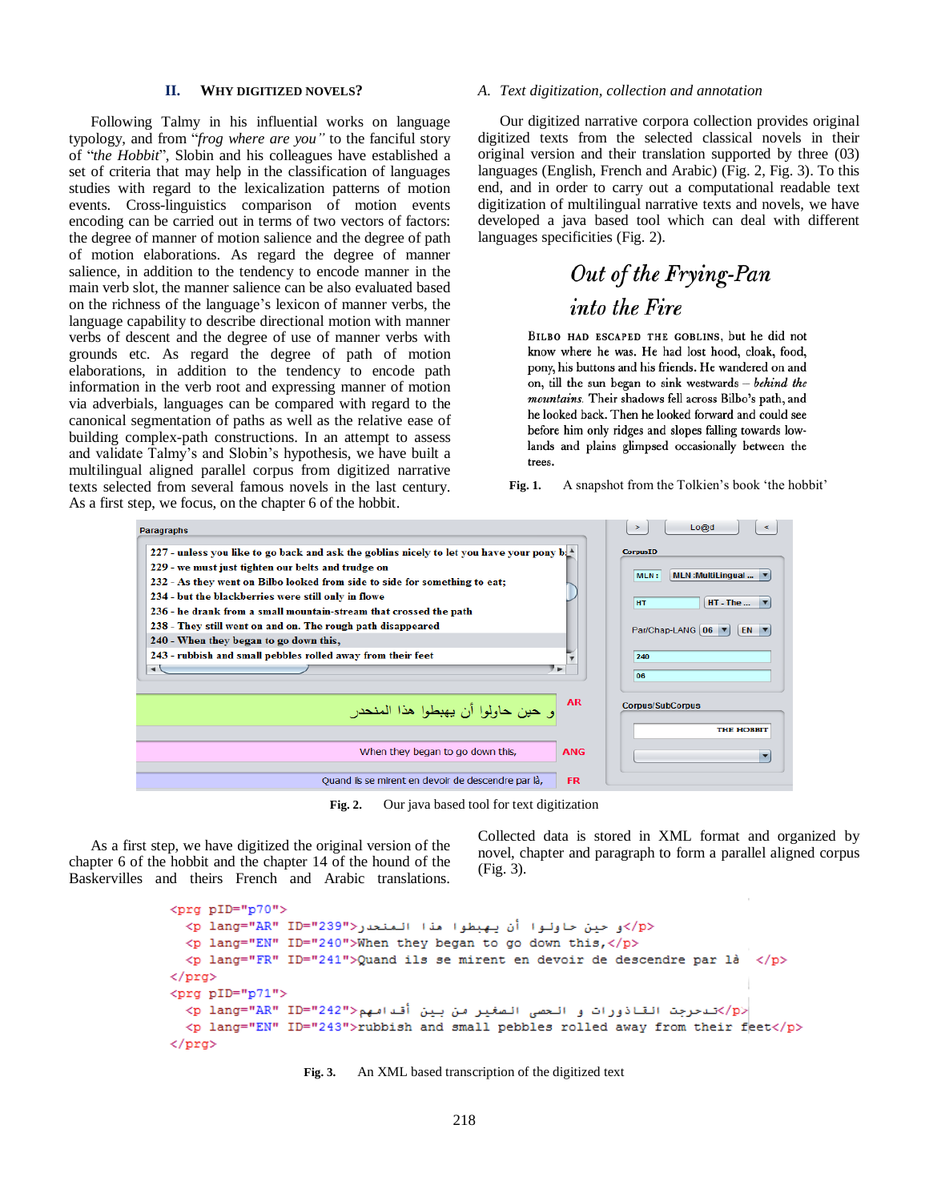## II. WHY DIGITIZED NOVELS?

Following Talmy in his influential works on language typology, and from "*frog where are you*" to the fanciful story of "*the Hobbit*", Slobin and his colleagues have established a set of criteria that may help in the classification of languages studies with regard to the lexicalization patterns of motion events. Cross-linguistics comparison of motion events encoding can be carried out in terms of two vectors of factors: the degree of manner of motion salience and the degree of path of motion elaborations. As regard the degree of manner salience, in addition to the tendency to encode manner in the main verb slot, the manner salience can be also evaluated based on the richness of the language's lexicon of manner verbs, the language capability to describe directional motion with manner verbs of descent and the degree of use of manner verbs with grounds etc. As regard the degree of path of motion elaborations, in addition to the tendency to encode path information in the verb root and expressing manner of motion via adverbials, languages can be compared with regard to the canonical segmentation of paths as well as the relative ease of building complex-path constructions. In an attempt to assess and validate Talmy's and Slobin's hypothesis, we have built a multilingual aligned parallel corpus from digitized narrative texts selected from several famous novels in the last century. As a first step, we focus, on the chapter 6 of the hobbit.

### A. Text digitization, collection and annotation

Our digitized narrative corpora collection provides original digitized texts from the selected classical novels in their original version and their translation supported by three (03) languages (English, French and Arabic) (Fig. 2, Fig. 3). To this end, and in order to carry out a computational readable text digitization of multilingual narrative texts and novels, we have developed a java based tool which can deal with different languages specificities (Fig. 2).

*Out of the Frying-Pan into the Fire*

BILBO HAD ESCAPED THE GOBLINS, but he did not know where he was. He had lost hood, cloak, food, pony, his buttons and his friends. He wandered on and on, till the sun began to sink westwards – *behind the mountains*. Their shadows fell across Bilbo's path, and he looked back. Then he looked forward and could see before him only ridges and slopes falling towards low-lands and plains glimpsed occasionally between the trees.

**Fig. 1.** A snapshot from the Tolkien's book 'the hobbit'

Paragraphs
227 - unless you like to go back and ask the goblins nicely to let you have your pony b
229 - we must just tighten our belts and trudge on
232 - As they went on Bilbo looked from side to side for something to eat;
234 - but the blackberries were still only in flowe
236 - he drank from a small mountain-stream that crossed the path
238 - They still went on and on. The rough path disappeared
240 - When they began to go down this,
243 - rubbish and small pebbles rolled away from their feet

و حين حاولوا أن يهبطوا هذا المنحدر — AR
When they began to go down this, — ANG
Quand ils se mirent en devoir de descendre par là, — FR

Lo@d — CorpusID: MLN : MLN :MultiLingual ... ; HT : HT - The ... ; Par/Chap-LANG 06 EN ; 240 ; 06 — Corpus/SubCorpus: THE HOBBIT

**Fig. 2.** Our java based tool for text digitization

As a first step, we have digitized the original version of the chapter 6 of the hobbit and the chapter 14 of the hound of the Baskervilles and theirs French and Arabic translations.

Collected data is stored in XML format and organized by novel, chapter and paragraph to form a parallel aligned corpus (Fig. 3).

```
<prg pID="p70">
  <p lang="AR" ID="239">و حين حاولوا أن يهبطوا هذا المنحدر</p>
  <p lang="EN" ID="240">When they began to go down this,</p>
  <p lang="FR" ID="241">Quand ils se mirent en devoir de descendre par là  </p>
</prg>
<prg pID="p71">
  <p lang="AR" ID="242">تدحرجت القاذورات و الحصى الصغير من بين أقدامهم</p>
  <p lang="EN" ID="243">rubbish and small pebbles rolled away from their feet</p>
</prg>
```

**Fig. 3.** An XML based transcription of the digitized text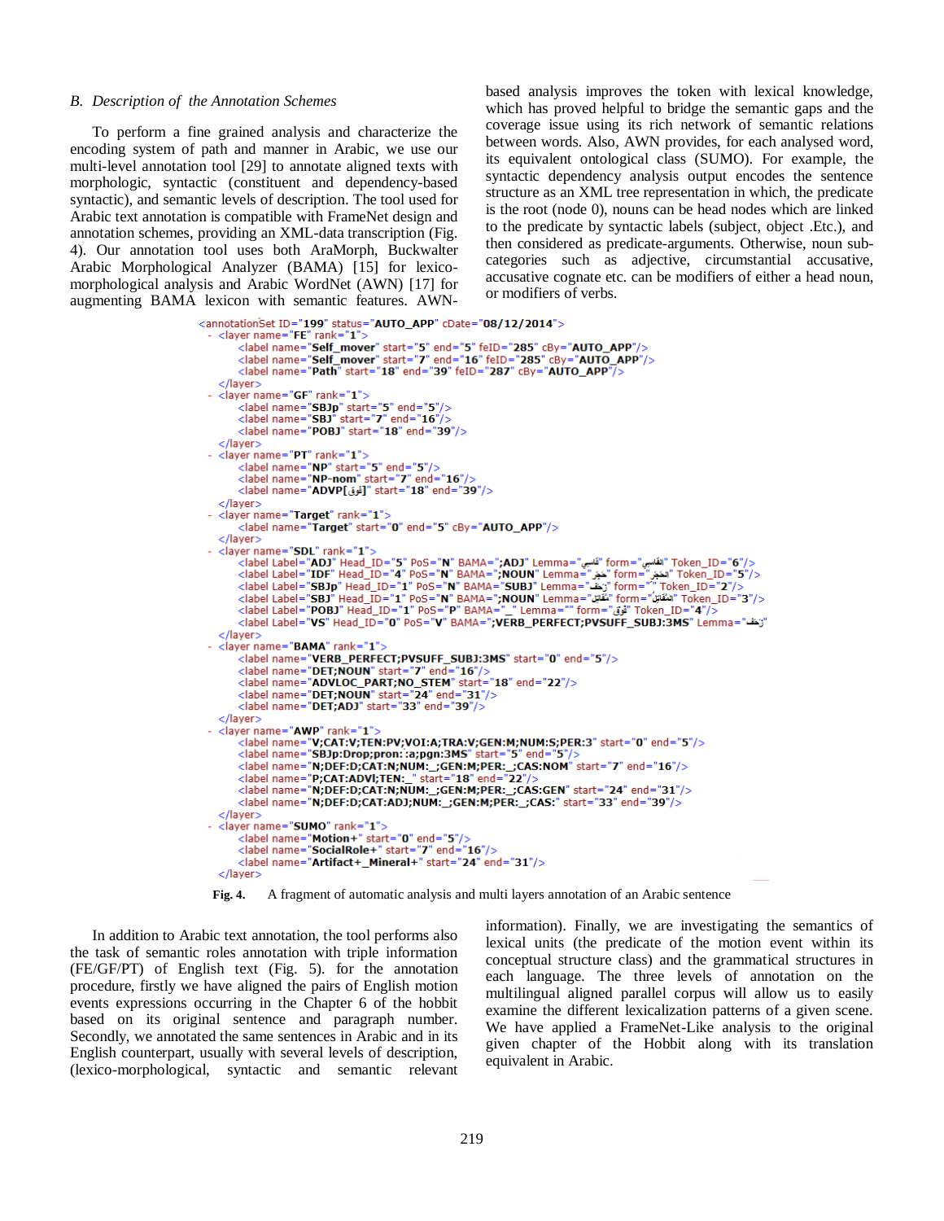### B. Description of the Annotation Schemes

To perform a fine grained analysis and characterize the encoding system of path and manner in Arabic, we use our multi-level annotation tool [29] to annotate aligned texts with morphologic, syntactic (constituent and dependency-based syntactic), and semantic levels of description. The tool used for Arabic text annotation is compatible with FrameNet design and annotation schemes, providing an XML-data transcription (Fig. 4). Our annotation tool uses both AraMorph, Buckwalter Arabic Morphological Analyzer (BAMA) [15] for lexico-morphological analysis and Arabic WordNet (AWN) [17] for augmenting BAMA lexicon with semantic features. AWN-based analysis improves the token with lexical knowledge, which has proved helpful to bridge the semantic gaps and the coverage issue using its rich network of semantic relations between words. Also, AWN provides, for each analysed word, its equivalent ontological class (SUMO). For example, the syntactic dependency analysis output encodes the sentence structure as an XML tree representation in which, the predicate is the root (node 0), nouns can be head nodes which are linked to the predicate by syntactic labels (subject, object .Etc.), and then considered as predicate-arguments. Otherwise, noun sub-categories such as adjective, circumstantial accusative, accusative cognate etc. can be modifiers of either a head noun, or modifiers of verbs.

```
<annotationSet ID="199" status="AUTO_APP" cDate="08/12/2014">
- <layer name="FE" rank="1">
    <label name="Self_mover" start="5" end="5" feID="285" cBy="AUTO_APP"/>
    <label name="Self_mover" start="7" end="16" feID="285" cBy="AUTO_APP"/>
    <label name="Path" start="18" end="39" feID="287" cBy="AUTO_APP"/>
  </layer>
- <layer name="GF" rank="1">
    <label name="SBJp" start="5" end="5"/>
    <label name="SBJ" start="7" end="16"/>
    <label name="POBJ" start="18" end="39"/>
  </layer>
- <layer name="PT" rank="1">
    <label name="NP" start="5" end="5"/>
    <label name="NP-nom" start="7" end="16"/>
    <label name="ADVP[فوق]" start="18" end="39"/>
  </layer>
- <layer name="Target" rank="1">
    <label name="Target" start="0" end="5" cBy="AUTO_APP"/>
  </layer>
- <layer name="SDL" rank="1">
    <label Label="ADJ" Head_ID="5" PoS="N" BAMA=";ADJ" Lemma="قاسي" form="القاسي" Token_ID="6"/>
    <label Label="IDF" Head_ID="4" PoS="N" BAMA=";NOUN" Lemma="حجر" form="الحجر" Token_ID="5"/>
    <label Label="SBJp" Head_ID="1" PoS="N" BAMA="SUBJ" Lemma="زحف" form="" Token_ID="2"/>
    <label Label="SBJ" Head_ID="1" PoS="N" BAMA=";NOUN" Lemma="مُقَاتِل" form="المُقَاتِل" Token_ID="3"/>
    <label Label="POBJ" Head_ID="1" PoS="P" BAMA="_" Lemma="" form="فوق" Token_ID="4"/>
    <label Label="VS" Head_ID="0" PoS="V" BAMA=";VERB_PERFECT;PVSUFF_SUBJ:3MS" Lemma="زحف"
  </layer>
- <layer name="BAMA" rank="1">
    <label name="VERB_PERFECT;PVSUFF_SUBJ:3MS" start="0" end="5"/>
    <label name="DET;NOUN" start="7" end="16"/>
    <label name="ADVLOC_PART;NO_STEM" start="18" end="22"/>
    <label name="DET;NOUN" start="24" end="31"/>
    <label name="DET;ADJ" start="33" end="39"/>
  </layer>
- <layer name="AWP" rank="1">
    <label name="V;CAT:V;TEN:PV;VOI:A;TRA:V;GEN:M;NUM:S;PER:3" start="0" end="5"/>
    <label name="SBJp:Drop;pron: :a;pgn:3MS" start="5" end="5"/>
    <label name="N;DEF:D;CAT:N;NUM:_;GEN:M;PER:_;CAS:NOM" start="7" end="16"/>
    <label name="P;CAT:ADVl;TEN:_" start="18" end="22"/>
    <label name="N;DEF:D;CAT:N;NUM:_;GEN:M;PER:_;CAS:GEN" start="24" end="31"/>
    <label name="N;DEF:D;CAT:ADJ;NUM:_;GEN:M;PER:_;CAS:" start="33" end="39"/>
  </layer>
- <layer name="SUMO" rank="1">
    <label name="Motion+" start="0" end="5"/>
    <label name="SocialRole+" start="7" end="16"/>
    <label name="Artifact+_Mineral+" start="24" end="31"/>
  </layer>
```

**Fig. 4.** A fragment of automatic analysis and multi layers annotation of an Arabic sentence

In addition to Arabic text annotation, the tool performs also the task of semantic roles annotation with triple information (FE/GF/PT) of English text (Fig. 5). for the annotation procedure, firstly we have aligned the pairs of English motion events expressions occurring in the Chapter 6 of the hobbit based on its original sentence and paragraph number. Secondly, we annotated the same sentences in Arabic and in its English counterpart, usually with several levels of description, (lexico-morphological, syntactic and semantic relevant information). Finally, we are investigating the semantics of lexical units (the predicate of the motion event within its conceptual structure class) and the grammatical structures in each language. The three levels of annotation on the multilingual aligned parallel corpus will allow us to easily examine the different lexicalization patterns of a given scene. We have applied a FrameNet-Like analysis to the original given chapter of the Hobbit along with its translation equivalent in Arabic.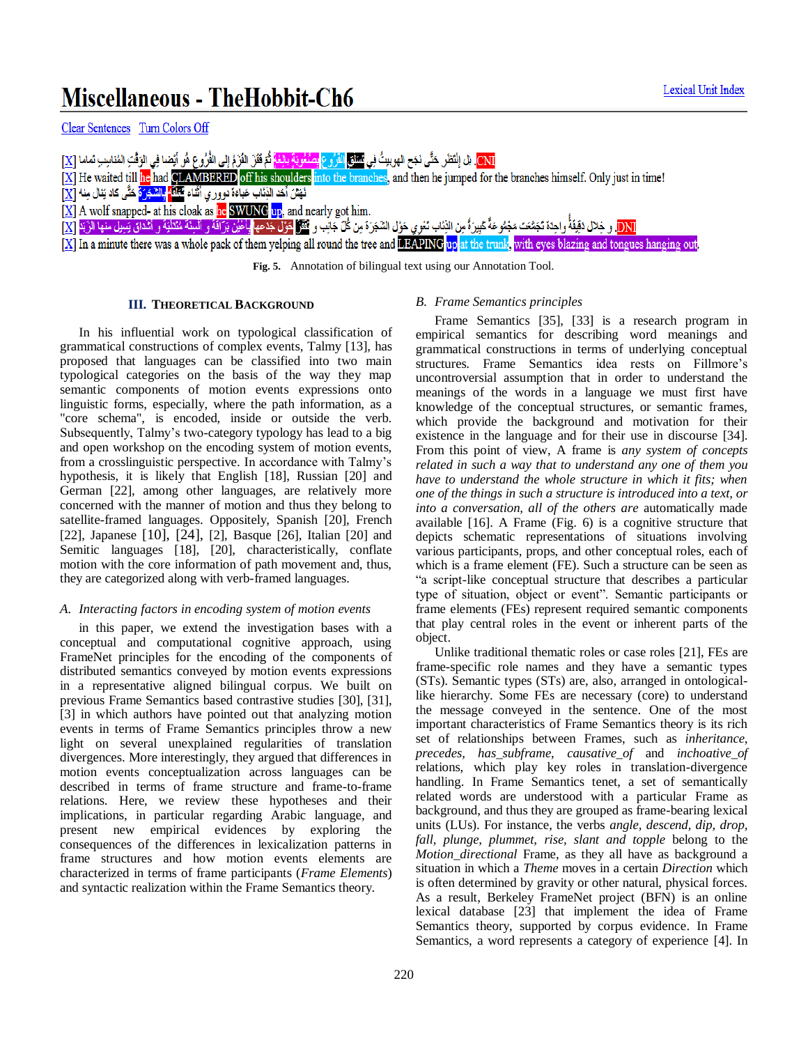Miscellaneous - TheHobbit-Ch6

Lexical Unit Index

Clear Sentences   Turn Colors Off

[X] بل إنْتَظر حَتَّى نَجَح الهوبيتُ في تَسَلُّق الفُرُوع بِصُعُوبَةٍ بالغة ثُمَّ قَفَزَ القَزَمُ إلى الفُرُوع هُو أيْضا في الوَقْتِ المُناسِبِ تَماما CNI

[X] He waited till he had CLAMBERED off his shoulders into the branches, and then he jumped for the branches himself. Only just in time!

[X] نَهَشَ أحَد الذِئاب عَباءَة دووري أثْناء تَعَلُّقِه بِالشَّجَرَة حَتَّى كاد يَنال مِنه

[X] A wolf snapped- at his cloak as he SWUNG up, and nearly got him.

[X] و خِلال دَقِيقَةٍ واحِدَةٍ تَجَمَّعَت مَجْمُوعَةٌ كَبِيرَةٌ مِن الذِئاب تُعْوِي حَوْل الشَجَرَة مِن كُلّ جَانِب و تَقْفِز حَوْل جِذعِها بِأعْيُنٍ بَرَّاقَة و ألْسِنَةٍ مُتَدَلِّيَةٍ و أشْداقٍ يَسِيل مِنها الزَبَد DNI

[X] In a minute there was a whole pack of them yelping all round the tree and LEAPING up at the trunk, with eyes blazing and tongues hanging out.

**Fig. 5.** Annotation of bilingual text using our Annotation Tool.

## III. Theoretical Background

In his influential work on typological classification of grammatical constructions of complex events, Talmy [13], has proposed that languages can be classified into two main typological categories on the basis of the way they map semantic components of motion events expressions onto linguistic forms, especially, where the path information, as a "core schema", is encoded, inside or outside the verb. Subsequently, Talmy's two-category typology has lead to a big and open workshop on the encoding system of motion events, from a crosslinguistic perspective. In accordance with Talmy's hypothesis, it is likely that English [18], Russian [20] and German [22], among other languages, are relatively more concerned with the manner of motion and thus they belong to satellite-framed languages. Oppositely, Spanish [20], French [22], Japanese [10], [24], [2], Basque [26], Italian [20] and Semitic languages [18], [20], characteristically, conflate motion with the core information of path movement and, thus, they are categorized along with verb-framed languages.

### A. Interacting factors in encoding system of motion events

in this paper, we extend the investigation bases with a conceptual and computational cognitive approach, using FrameNet principles for the encoding of the components of distributed semantics conveyed by motion events expressions in a representative aligned bilingual corpus. We built on previous Frame Semantics based contrastive studies [30], [31], [3] in which authors have pointed out that analyzing motion events in terms of Frame Semantics principles throw a new light on several unexplained regularities of translation divergences. More interestingly, they argued that differences in motion events conceptualization across languages can be described in terms of frame structure and frame-to-frame relations. Here, we review these hypotheses and their implications, in particular regarding Arabic language, and present new empirical evidences by exploring the consequences of the differences in lexicalization patterns in frame structures and how motion events elements are characterized in terms of frame participants (*Frame Elements*) and syntactic realization within the Frame Semantics theory.

### B. Frame Semantics principles

Frame Semantics [35], [33] is a research program in empirical semantics for describing word meanings and grammatical constructions in terms of underlying conceptual structures. Frame Semantics idea rests on Fillmore's uncontroversial assumption that in order to understand the meanings of the words in a language we must first have knowledge of the conceptual structures, or semantic frames, which provide the background and motivation for their existence in the language and for their use in discourse [34]. From this point of view, A frame is *any system of concepts related in such a way that to understand any one of them you have to understand the whole structure in which it fits; when one of the things in such a structure is introduced into a text, or into a conversation, all of the others are* automatically made available [16]. A Frame (Fig. 6) is a cognitive structure that depicts schematic representations of situations involving various participants, props, and other conceptual roles, each of which is a frame element (FE). Such a structure can be seen as "a script-like conceptual structure that describes a particular type of situation, object or event". Semantic participants or frame elements (FEs) represent required semantic components that play central roles in the event or inherent parts of the object.

Unlike traditional thematic roles or case roles [21], FEs are frame-specific role names and they have a semantic types (STs). Semantic types (STs) are, also, arranged in ontological-like hierarchy. Some FEs are necessary (core) to understand the message conveyed in the sentence. One of the most important characteristics of Frame Semantics theory is its rich set of relationships between Frames, such as *inheritance, precedes, has_subframe, causative_of* and *inchoative_of* relations, which play key roles in translation-divergence handling. In Frame Semantics tenet, a set of semantically related words are understood with a particular Frame as background, and thus they are grouped as frame-bearing lexical units (LUs). For instance, the verbs *angle, descend, dip, drop, fall, plunge, plummet, rise, slant and topple* belong to the *Motion_directional* Frame, as they all have as background a situation in which a *Theme* moves in a certain *Direction* which is often determined by gravity or other natural, physical forces. As a result, Berkeley FrameNet project (BFN) is an online lexical database [23] that implement the idea of Frame Semantics theory, supported by corpus evidence. In Frame Semantics, a word represents a category of experience [4]. In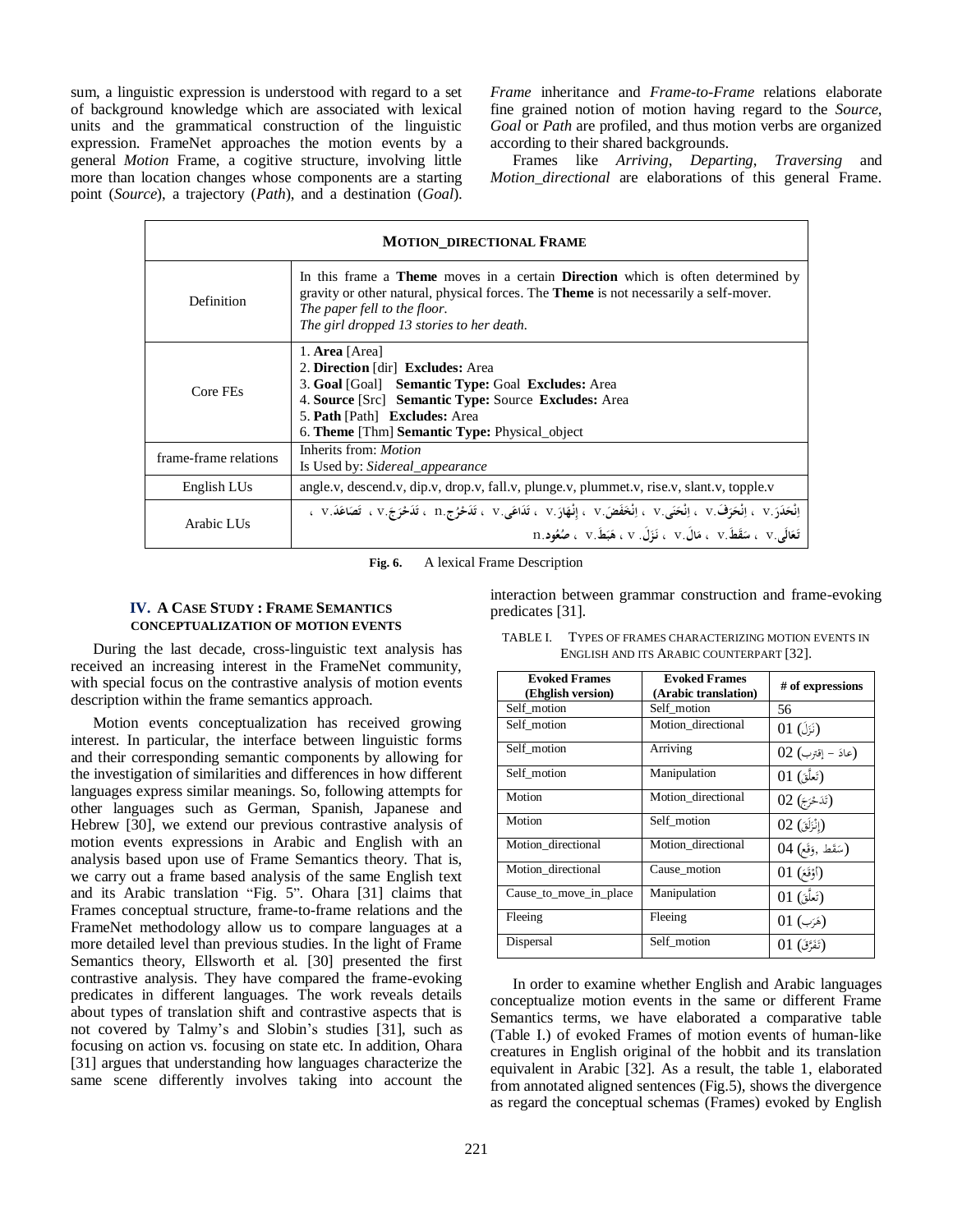sum, a linguistic expression is understood with regard to a set of background knowledge which are associated with lexical units and the grammatical construction of the linguistic expression. FrameNet approaches the motion events by a general *Motion* Frame, a cogitive structure, involving little more than location changes whose components are a starting point (*Source*), a trajectory (*Path*), and a destination (*Goal*). *Frame* inheritance and *Frame-to-Frame* relations elaborate fine grained notion of motion having regard to the *Source*, *Goal* or *Path* are profiled, and thus motion verbs are organized according to their shared backgrounds.

Frames like *Arriving*, *Departing*, *Traversing* and *Motion_directional* are elaborations of this general Frame.

| MOTION_DIRECTIONAL FRAME | |
|---|---|
| Definition | In this frame a **Theme** moves in a certain **Direction** which is often determined by gravity or other natural, physical forces. The **Theme** is not necessarily a self-mover. *The paper fell to the floor.* *The girl dropped 13 stories to her death.* |
| Core FEs | 1. **Area** [Area] 2. **Direction** [dir] **Excludes:** Area 3. **Goal** [Goal] **Semantic Type:** Goal **Excludes:** Area 4. **Source** [Src] **Semantic Type:** Source **Excludes:** Area 5. **Path** [Path] **Excludes:** Area 6. **Theme** [Thm] **Semantic Type:** Physical_object |
| frame-frame relations | Inherits from: *Motion* Is Used by: *Sidereal_appearance* |
| English LUs | angle.v, descend.v, dip.v, drop.v, fall.v, plunge.v, plummet.v, rise.v, slant.v, topple.v |
| Arabic LUs | **اِنْحَدَرَ**.v ، **اِنْحَرَفَ**.v ، **اِنْحَنَى**.v ، **اِنْخَفَضَ**.v ، **إِنْهَارَ**.v ، **تَدَاعَى**.v ، **تَدَحْرُج**.n ، **تَدَحْرَجَ**.v ، **تَصَاعَدَ**.v ، **تَعَالَى**.v ، **سَقَطَ**.v ، **مَالَ**.v ، **نَزَلَ**.v ، **هَبَطَ**.v ، **صُعُود**.n |

**Fig. 6.** A lexical Frame Description

## IV. A CASE STUDY : FRAME SEMANTICS CONCEPTUALIZATION OF MOTION EVENTS

During the last decade, cross-linguistic text analysis has received an increasing interest in the FrameNet community, with special focus on the contrastive analysis of motion events description within the frame semantics approach.

Motion events conceptualization has received growing interest. In particular, the interface between linguistic forms and their corresponding semantic components by allowing for the investigation of similarities and differences in how different languages express similar meanings. So, following attempts for other languages such as German, Spanish, Japanese and Hebrew [30], we extend our previous contrastive analysis of motion events expressions in Arabic and English with an analysis based upon use of Frame Semantics theory. That is, we carry out a frame based analysis of the same English text and its Arabic translation "Fig. 5". Ohara [31] claims that Frames conceptual structure, frame-to-frame relations and the FrameNet methodology allow us to compare languages at a more detailed level than previous studies. In the light of Frame Semantics theory, Ellsworth et al. [30] presented the first contrastive analysis. They have compared the frame-evoking predicates in different languages. The work reveals details about types of translation shift and contrastive aspects that is not covered by Talmy's and Slobin's studies [31], such as focusing on action vs. focusing on state etc. In addition, Ohara [31] argues that understanding how languages characterize the same scene differently involves taking into account the interaction between grammar construction and frame-evoking predicates [31].

TABLE I. TYPES OF FRAMES CHARACTERIZING MOTION EVENTS IN ENGLISH AND ITS ARABIC COUNTERPART [32].

| Evoked Frames (Ehglish version) | Evoked Frames (Arabic translation) | # of expressions |
|---|---|---|
| Self_motion | Self_motion | 56 |
| Self_motion | Motion_directional | 01 (نَزَلَ) |
| Self_motion | Arriving | 02 (عادَ – إقترب) |
| Self_motion | Manipulation | 01 (تَعلَّقَ) |
| Motion | Motion_directional | 02 (تَدَحْرَجَ) |
| Motion | Self_motion | 02 (إِنْزَلَقَ) |
| Motion_directional | Motion_directional | 04 (سَقَط ,وَقَع) |
| Motion_directional | Cause_motion | 01 (أَوْقَعَ) |
| Cause_to_move_in_place | Manipulation | 01 (تَعلَّقَ) |
| Fleeing | Fleeing | 01 (هَرَبَ) |
| Dispersal | Self_motion | 01 (تَفَرَّقَ) |

In order to examine whether English and Arabic languages conceptualize motion events in the same or different Frame Semantics terms, we have elaborated a comparative table (Table I.) of evoked Frames of motion events of human-like creatures in English original of the hobbit and its translation equivalent in Arabic [32]. As a result, the table 1, elaborated from annotated aligned sentences (Fig.5), shows the divergence as regard the conceptual schemas (Frames) evoked by English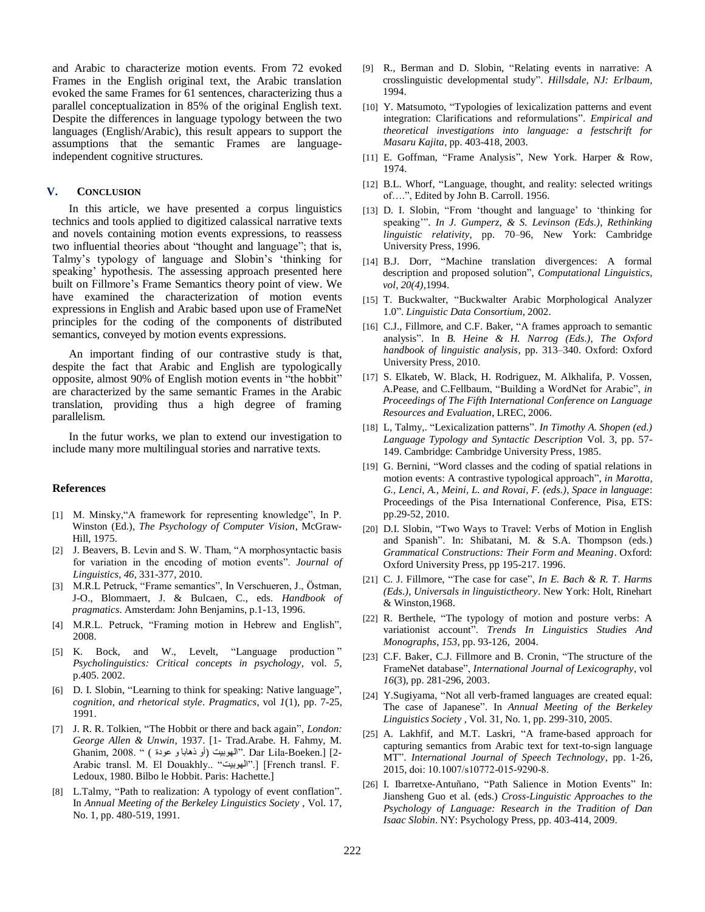and Arabic to characterize motion events. From 72 evoked Frames in the English original text, the Arabic translation evoked the same Frames for 61 sentences, characterizing thus a parallel conceptualization in 85% of the original English text. Despite the differences in language typology between the two languages (English/Arabic), this result appears to support the assumptions that the semantic Frames are language-independent cognitive structures.

## V. CONCLUSION

In this article, we have presented a corpus linguistics technics and tools applied to digitized calassical narrative texts and novels containing motion events expressions, to reassess two influential theories about "thought and language"; that is, Talmy's typology of language and Slobin's 'thinking for speaking' hypothesis. The assessing approach presented here built on Fillmore's Frame Semantics theory point of view. We have examined the characterization of motion events expressions in English and Arabic based upon use of FrameNet principles for the coding of the components of distributed semantics, conveyed by motion events expressions.

An important finding of our contrastive study is that, despite the fact that Arabic and English are typologically opposite, almost 90% of English motion events in "the hobbit" are characterized by the same semantic Frames in the Arabic translation, providing thus a high degree of framing parallelism.

In the futur works, we plan to extend our investigation to include many more multilingual stories and narrative texts.

### References

[1] M. Minsky,"A framework for representing knowledge", In P. Winston (Ed.), *The Psychology of Computer Vision*, McGraw-Hill, 1975.

[2] J. Beavers, B. Levin and S. W. Tham, "A morphosyntactic basis for variation in the encoding of motion events". *Journal of Linguistics*, *46*, 331-377, 2010.

[3] M.R.L Petruck, "Frame semantics", In Verschueren, J., Östman, J-O., Blommaert, J. & Bulcaen, C., eds. *Handbook of pragmatics*. Amsterdam: John Benjamins, p.1-13, 1996.

[4] M.R.L. Petruck, "Framing motion in Hebrew and English", 2008.

[5] K. Bock, and W., Levelt, "Language production" *Psycholinguistics: Critical concepts in psychology*, vol. *5*, p.405. 2002.

[6] D. I. Slobin, "Learning to think for speaking: Native language", *cognition, and rhetorical style*. *Pragmatics*, vol *1*(1), pp. 7-25, 1991.

[7] J. R. R. Tolkien, "The Hobbit or there and back again", *London: George Allen & Unwin*, 1937. [1- Trad.Arabe. H. Fahmy, M. Ghanim, 2008. " الهوبيت (أو ذهابا و عودة ) ". Dar Lila-Boeken.] [2- Arabic transl. M. El Douakhly.. "الهوبيت".] [French transl. F. Ledoux, 1980. Bilbo le Hobbit. Paris: Hachette.]

[8] L.Talmy, "Path to realization: A typology of event conflation". In *Annual Meeting of the Berkeley Linguistics Society* , Vol. 17, No. 1, pp. 480-519, 1991.

[9] R., Berman and D. Slobin, "Relating events in narrative: A crosslinguistic developmental study". *Hillsdale, NJ: Erlbaum*, 1994.

[10] Y. Matsumoto, "Typologies of lexicalization patterns and event integration: Clarifications and reformulations". *Empirical and theoretical investigations into language: a festschrift for Masaru Kajita*, pp. 403-418, 2003.

[11] E. Goffman, "Frame Analysis", New York. Harper & Row, 1974.

[12] B.L. Whorf, "Language, thought, and reality: selected writings of….", Edited by John B. Carroll. 1956.

[13] D. I. Slobin, "From 'thought and language' to 'thinking for speaking'". *In J. Gumperz, & S. Levinson (Eds.), Rethinking linguistic relativity*, pp. 70–96, New York: Cambridge University Press, 1996.

[14] B.J. Dorr, "Machine translation divergences: A formal description and proposed solution", *Computational Linguistics, vol, 20(4)*,1994.

[15] T. Buckwalter, "Buckwalter Arabic Morphological Analyzer 1.0". *Linguistic Data Consortium*, 2002.

[16] C.J., Fillmore, and C.F. Baker, "A frames approach to semantic analysis". In *B. Heine & H. Narrog (Eds.), The Oxford handbook of linguistic analysis*, pp. 313–340. Oxford: Oxford University Press, 2010.

[17] S. Elkateb, W. Black, H. Rodriguez, M. Alkhalifa, P. Vossen, A.Pease, and C.Fellbaum, "Building a WordNet for Arabic", *in Proceedings of The Fifth International Conference on Language Resources and Evaluation*, LREC, 2006.

[18] L, Talmy,. "Lexicalization patterns". *In Timothy A. Shopen (ed.) Language Typology and Syntactic Description* Vol. 3, pp. 57-149. Cambridge: Cambridge University Press, 1985.

[19] G. Bernini, "Word classes and the coding of spatial relations in motion events: A contrastive typological approach", *in Marotta, G., Lenci, A., Meini, L. and Rovai, F. (eds.), Space in language*: Proceedings of the Pisa International Conference, Pisa, ETS: pp.29-52, 2010.

[20] D.I. Slobin, "Two Ways to Travel: Verbs of Motion in English and Spanish". In: Shibatani, M. & S.A. Thompson (eds.) *Grammatical Constructions: Their Form and Meaning*. Oxford: Oxford University Press, pp 195-217. 1996.

[21] C. J. Fillmore, "The case for case", *In E. Bach & R. T. Harms (Eds.), Universals in linguistictheory*. New York: Holt, Rinehart & Winston,1968.

[22] R. Berthele, "The typology of motion and posture verbs: A variationist account". *Trends In Linguistics Studies And Monographs*, *153*, pp. 93-126, 2004.

[23] C.F. Baker, C.J. Fillmore and B. Cronin, "The structure of the FrameNet database", *International Journal of Lexicography*, vol *16*(3), pp. 281-296, 2003.

[24] Y.Sugiyama, "Not all verb-framed languages are created equal: The case of Japanese". In *Annual Meeting of the Berkeley Linguistics Society* , Vol. 31, No. 1, pp. 299-310, 2005.

[25] A. Lakhfif, and M.T. Laskri, "A frame-based approach for capturing semantics from Arabic text for text-to-sign language MT". *International Journal of Speech Technology*, pp. 1-26, 2015, doi: 10.1007/s10772-015-9290-8.

[26] I. Ibarretxe-Antuñano, "Path Salience in Motion Events" In: Jiansheng Guo et al. (eds.) *Cross-Linguistic Approaches to the Psychology of Language: Research in the Tradition of Dan Isaac Slobin*. NY: Psychology Press, pp. 403-414, 2009.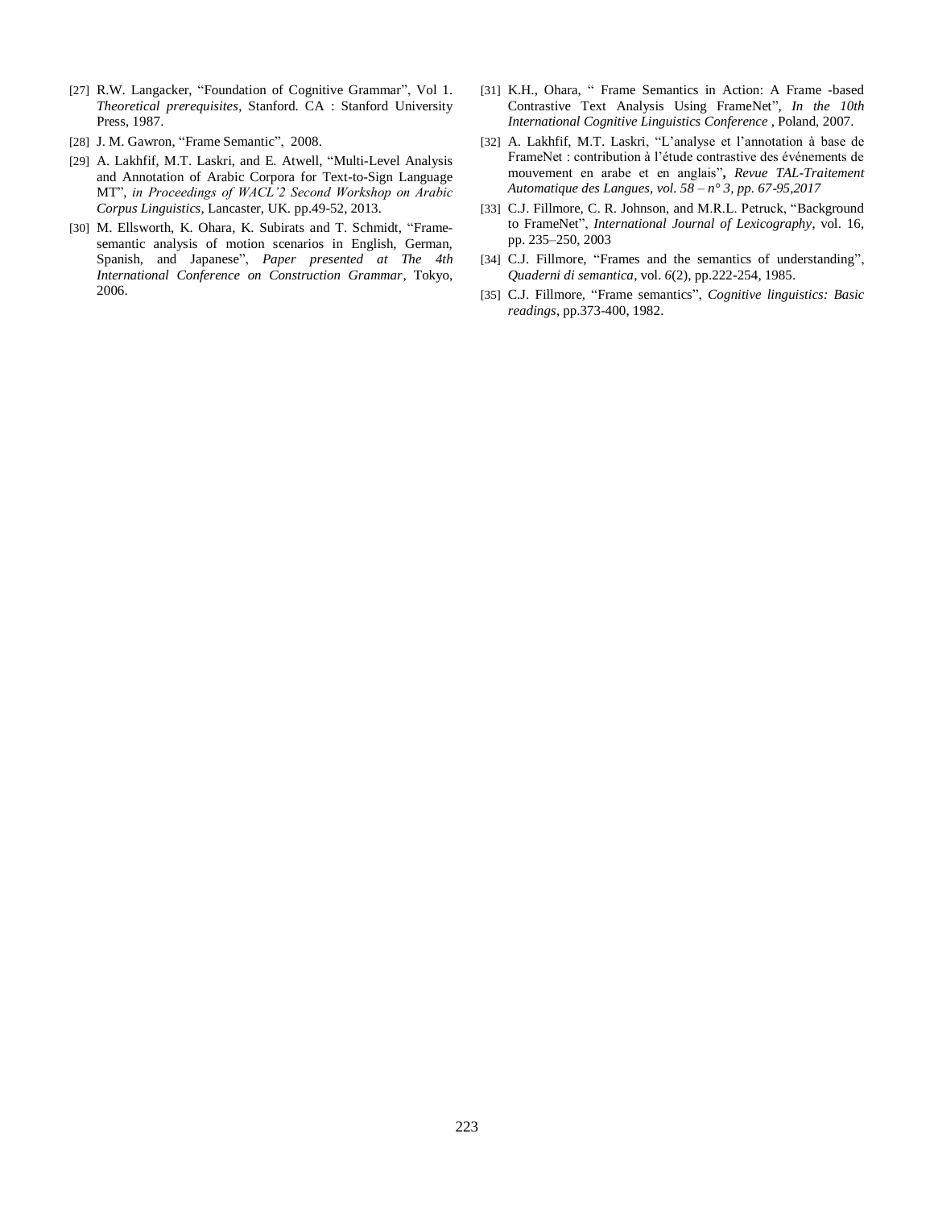[27] R.W. Langacker, "Foundation of Cognitive Grammar", Vol 1. *Theoretical prerequisites*, Stanford. CA : Stanford University Press, 1987.

[28] J. M. Gawron, "Frame Semantic", 2008.

[29] A. Lakhfif, M.T. Laskri, and E. Atwell, "Multi-Level Analysis and Annotation of Arabic Corpora for Text-to-Sign Language MT", *in Proceedings of WACL'2 Second Workshop on Arabic Corpus Linguistics,* Lancaster, UK. pp.49-52, 2013.

[30] M. Ellsworth, K. Ohara, K. Subirats and T. Schmidt, "Frame-semantic analysis of motion scenarios in English, German, Spanish, and Japanese", *Paper presented at The 4th International Conference on Construction Grammar*, Tokyo, 2006.

[31] K.H., Ohara, " Frame Semantics in Action: A Frame -based Contrastive Text Analysis Using FrameNet", *In the 10th International Cognitive Linguistics Conference* , Poland, 2007.

[32] A. Lakhfif, M.T. Laskri, "L'analyse et l'annotation à base de FrameNet : contribution à l'étude contrastive des événements de mouvement en arabe et en anglais"**,** *Revue TAL-Traitement Automatique des Langues, vol. 58 – n° 3, pp. 67-95,2017*

[33] C.J. Fillmore, C. R. Johnson, and M.R.L. Petruck, "Background to FrameNet", *International Journal of Lexicography*, vol. 16, pp. 235–250, 2003

[34] C.J. Fillmore, "Frames and the semantics of understanding", *Quaderni di semantica*, vol. *6*(2), pp.222-254, 1985.

[35] C.J. Fillmore, "Frame semantics", *Cognitive linguistics: Basic readings*, pp.373-400, 1982.